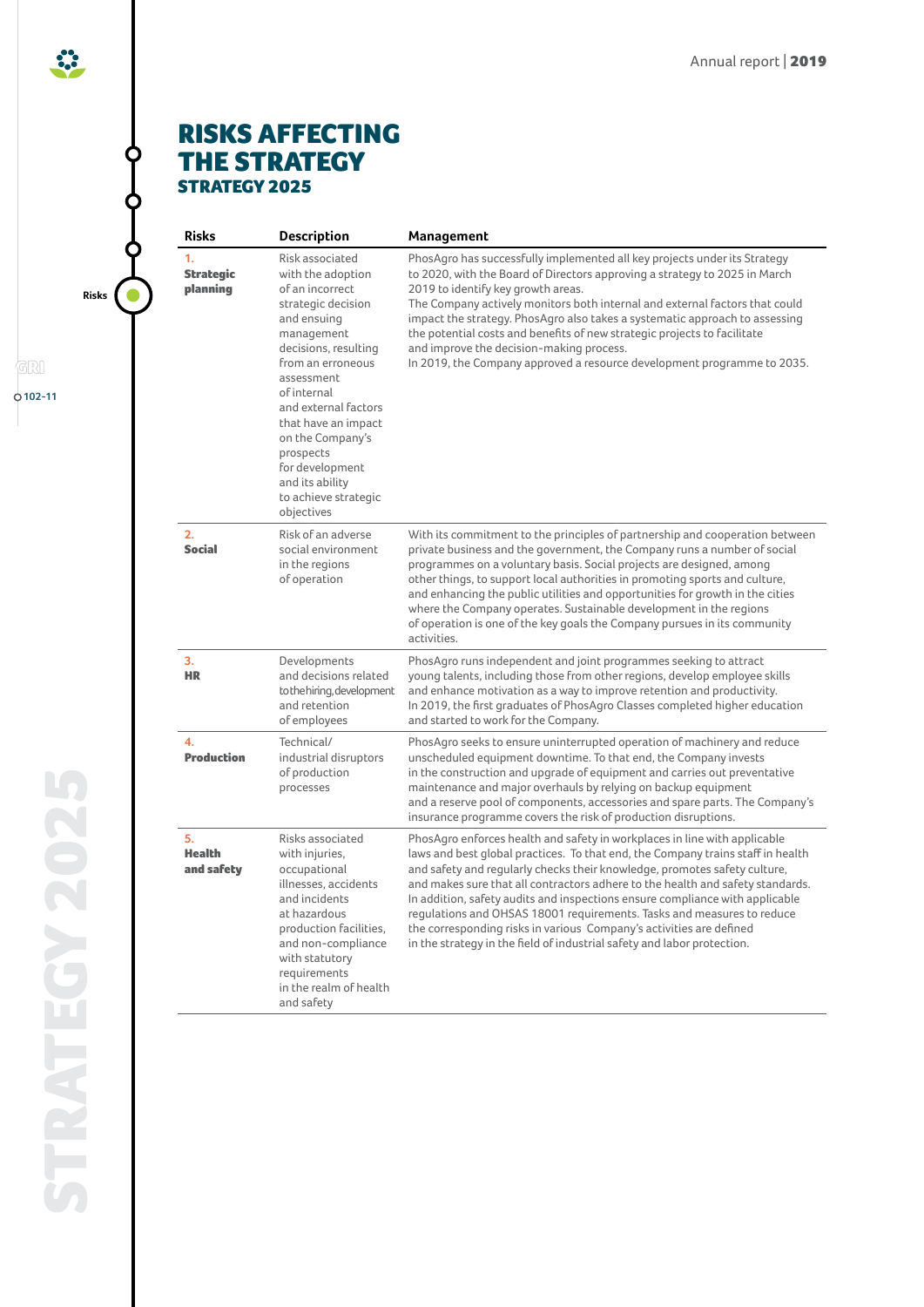# RISKS AFFECTING THE STRATEGY

## STRATEGY 2025

| Risks | Description | Management |
|---|---|---|
| 1. **Strategic planning** | Risk associated with the adoption of an incorrect strategic decision and ensuing management decisions, resulting from an erroneous assessment of internal and external factors that have an impact on the Company's prospects for development and its ability to achieve strategic objectives | PhosAgro has successfully implemented all key projects under its Strategy to 2020, with the Board of Directors approving a strategy to 2025 in March 2019 to identify key growth areas.<br>The Company actively monitors both internal and external factors that could impact the strategy. PhosAgro also takes a systematic approach to assessing the potential costs and benefits of new strategic projects to facilitate and improve the decision-making process.<br>In 2019, the Company approved a resource development programme to 2035. |
| 2. **Social** | Risk of an adverse social environment in the regions of operation | With its commitment to the principles of partnership and cooperation between private business and the government, the Company runs a number of social programmes on a voluntary basis. Social projects are designed, among other things, to support local authorities in promoting sports and culture, and enhancing the public utilities and opportunities for growth in the cities where the Company operates. Sustainable development in the regions of operation is one of the key goals the Company pursues in its community activities. |
| 3. **HR** | Developments and decisions related to the hiring, development and retention of employees | PhosAgro runs independent and joint programmes seeking to attract young talents, including those from other regions, develop employee skills and enhance motivation as a way to improve retention and productivity.<br>In 2019, the first graduates of PhosAgro Classes completed higher education and started to work for the Company. |
| 4. **Production** | Technical/industrial disruptors of production processes | PhosAgro seeks to ensure uninterrupted operation of machinery and reduce unscheduled equipment downtime. To that end, the Company invests in the construction and upgrade of equipment and carries out preventative maintenance and major overhauls by relying on backup equipment and a reserve pool of components, accessories and spare parts. The Company's insurance programme covers the risk of production disruptions. |
| 5. **Health and safety** | Risks associated with injuries, occupational illnesses, accidents and incidents at hazardous production facilities, and non-compliance with statutory requirements in the realm of health and safety | PhosAgro enforces health and safety in workplaces in line with applicable laws and best global practices. To that end, the Company trains staff in health and safety and regularly checks their knowledge, promotes safety culture, and makes sure that all contractors adhere to the health and safety standards. In addition, safety audits and inspections ensure compliance with applicable regulations and OHSAS 18001 requirements. Tasks and measures to reduce the corresponding risks in various Company's activities are defined in the strategy in the field of industrial safety and labor protection. |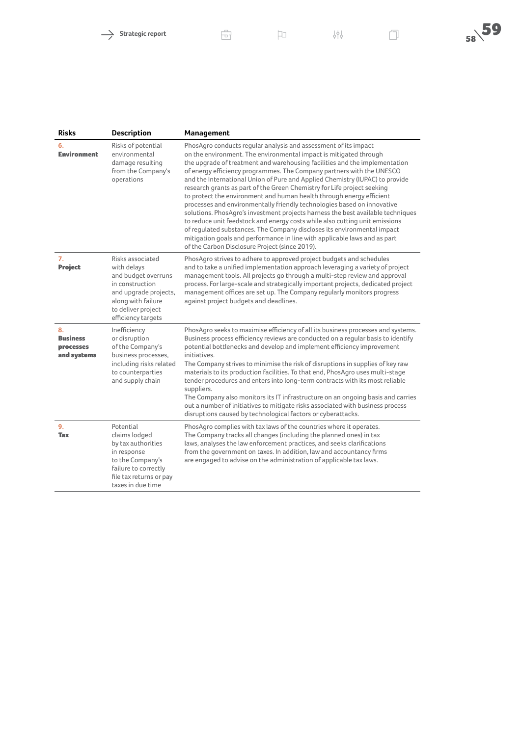| Risks | Description | Management |
|---|---|---|
| 6. **Environment** | Risks of potential environmental damage resulting from the Company's operations | PhosAgro conducts regular analysis and assessment of its impact on the environment. The environmental impact is mitigated through the upgrade of treatment and warehousing facilities and the implementation of energy efficiency programmes. The Company partners with the UNESCO and the International Union of Pure and Applied Chemistry (IUPAC) to provide research grants as part of the Green Chemistry for Life project seeking to protect the environment and human health through energy efficient processes and environmentally friendly technologies based on innovative solutions. PhosAgro's investment projects harness the best available techniques to reduce unit feedstock and energy costs while also cutting unit emissions of regulated substances. The Company discloses its environmental impact mitigation goals and performance in line with applicable laws and as part of the Carbon Disclosure Project (since 2019). |
| 7. **Project** | Risks associated with delays and budget overruns in construction and upgrade projects, along with failure to deliver project efficiency targets | PhosAgro strives to adhere to approved project budgets and schedules and to take a unified implementation approach leveraging a variety of project management tools. All projects go through a multi-step review and approval process. For large-scale and strategically important projects, dedicated project management offices are set up. The Company regularly monitors progress against project budgets and deadlines. |
| 8. **Business processes and systems** | Inefficiency or disruption of the Company's business processes, including risks related to counterparties and supply chain | PhosAgro seeks to maximise efficiency of all its business processes and systems. Business process efficiency reviews are conducted on a regular basis to identify potential bottlenecks and develop and implement efficiency improvement initiatives.<br>The Company strives to minimise the risk of disruptions in supplies of key raw materials to its production facilities. To that end, PhosAgro uses multi-stage tender procedures and enters into long-term contracts with its most reliable suppliers.<br>The Company also monitors its IT infrastructure on an ongoing basis and carries out a number of initiatives to mitigate risks associated with business process disruptions caused by technological factors or cyberattacks. |
| 9. **Tax** | Potential claims lodged by tax authorities in response to the Company's failure to correctly file tax returns or pay taxes in due time | PhosAgro complies with tax laws of the countries where it operates. The Company tracks all changes (including the planned ones) in tax laws, analyses the law enforcement practices, and seeks clarifications from the government on taxes. In addition, law and accountancy firms are engaged to advise on the administration of applicable tax laws. |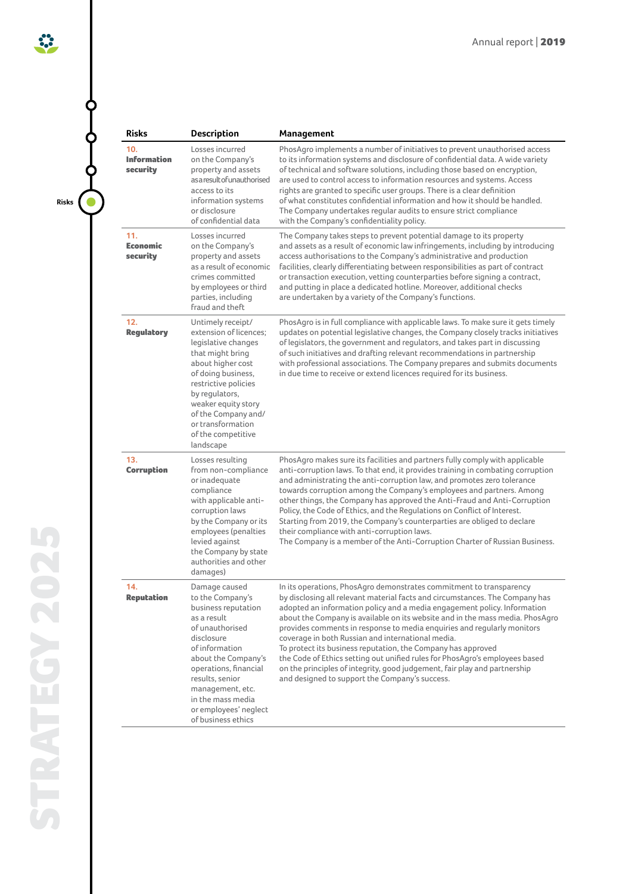| Risks | Description | Management |
| --- | --- | --- |
| **10. Information security** | Losses incurred on the Company's property and assets as a result of unauthorised access to its information systems or disclosure of confidential data | PhosAgro implements a number of initiatives to prevent unauthorised access to its information systems and disclosure of confidential data. A wide variety of technical and software solutions, including those based on encryption, are used to control access to information resources and systems. Access rights are granted to specific user groups. There is a clear definition of what constitutes confidential information and how it should be handled. The Company undertakes regular audits to ensure strict compliance with the Company's confidentiality policy. |
| **11. Economic security** | Losses incurred on the Company's property and assets as a result of economic crimes committed by employees or third parties, including fraud and theft | The Company takes steps to prevent potential damage to its property and assets as a result of economic law infringements, including by introducing access authorisations to the Company's administrative and production facilities, clearly differentiating between responsibilities as part of contract or transaction execution, vetting counterparties before signing a contract, and putting in place a dedicated hotline. Moreover, additional checks are undertaken by a variety of the Company's functions. |
| **12. Regulatory** | Untimely receipt/ extension of licences; legislative changes that might bring about higher cost of doing business, restrictive policies by regulators, weaker equity story of the Company and/ or transformation of the competitive landscape | PhosAgro is in full compliance with applicable laws. To make sure it gets timely updates on potential legislative changes, the Company closely tracks initiatives of legislators, the government and regulators, and takes part in discussing of such initiatives and drafting relevant recommendations in partnership with professional associations. The Company prepares and submits documents in due time to receive or extend licences required for its business. |
| **13. Corruption** | Losses resulting from non-compliance or inadequate compliance with applicable anti-corruption laws by the Company or its employees (penalties levied against the Company by state authorities and other damages) | PhosAgro makes sure its facilities and partners fully comply with applicable anti-corruption laws. To that end, it provides training in combating corruption and administrating the anti-corruption law, and promotes zero tolerance towards corruption among the Company's employees and partners. Among other things, the Company has approved the Anti-Fraud and Anti-Corruption Policy, the Code of Ethics, and the Regulations on Conflict of Interest. Starting from 2019, the Company's counterparties are obliged to declare their compliance with anti-corruption laws. The Company is a member of the Anti-Corruption Charter of Russian Business. |
| **14. Reputation** | Damage caused to the Company's business reputation as a result of unauthorised disclosure of information about the Company's operations, financial results, senior management, etc. in the mass media or employees' neglect of business ethics | In its operations, PhosAgro demonstrates commitment to transparency by disclosing all relevant material facts and circumstances. The Company has adopted an information policy and a media engagement policy. Information about the Company is available on its website and in the mass media. PhosAgro provides comments in response to media enquiries and regularly monitors coverage in both Russian and international media. To protect its business reputation, the Company has approved the Code of Ethics setting out unified rules for PhosAgro's employees based on the principles of integrity, good judgement, fair play and partnership and designed to support the Company's success. |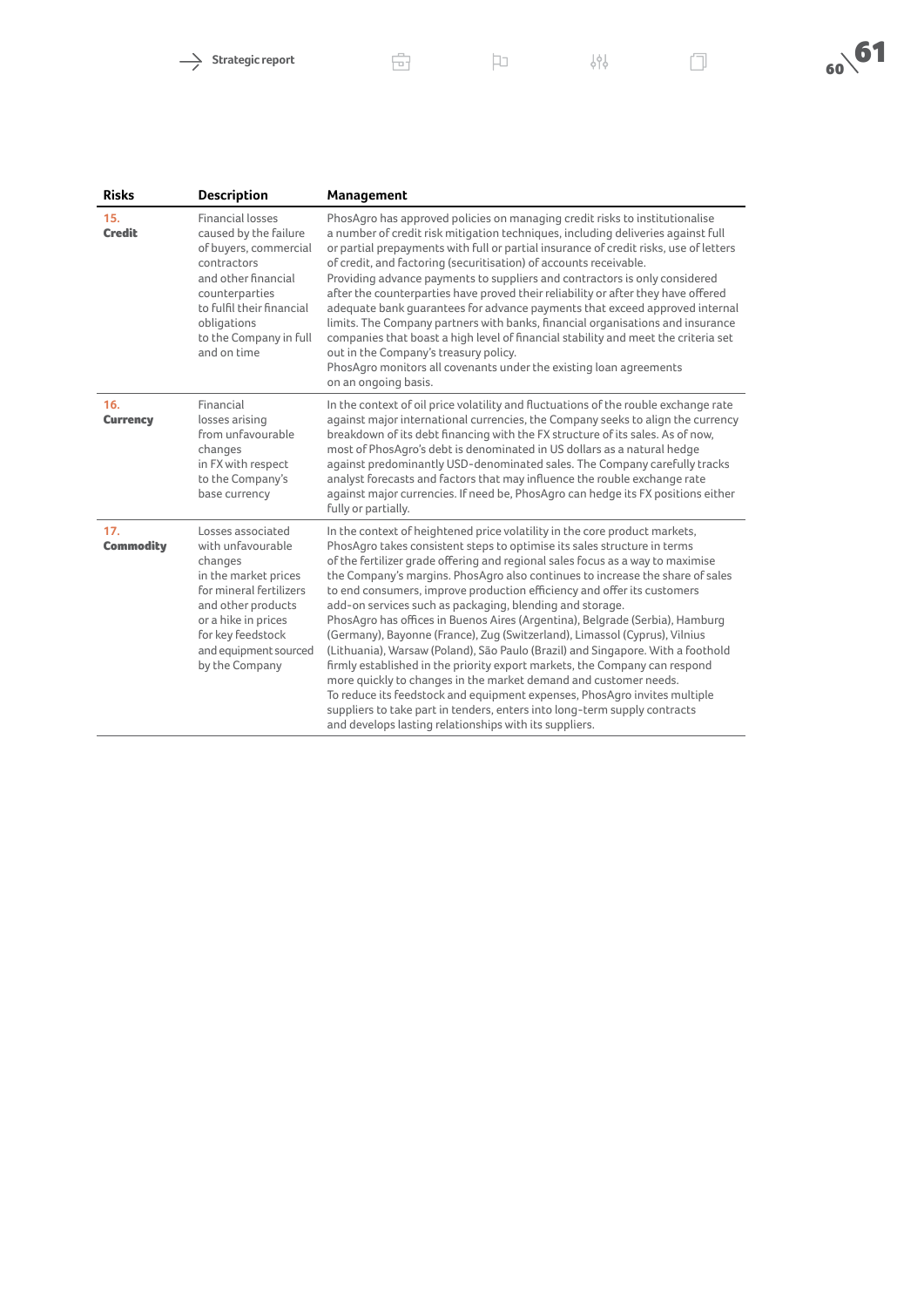| Risks | Description | Management |
|---|---|---|
| 15. **Credit** | Financial losses caused by the failure of buyers, commercial contractors and other financial counterparties to fulfil their financial obligations to the Company in full and on time | PhosAgro has approved policies on managing credit risks to institutionalise a number of credit risk mitigation techniques, including deliveries against full or partial prepayments with full or partial insurance of credit risks, use of letters of credit, and factoring (securitisation) of accounts receivable.<br>Providing advance payments to suppliers and contractors is only considered after the counterparties have proved their reliability or after they have offered adequate bank guarantees for advance payments that exceed approved internal limits. The Company partners with banks, financial organisations and insurance companies that boast a high level of financial stability and meet the criteria set out in the Company's treasury policy.<br>PhosAgro monitors all covenants under the existing loan agreements on an ongoing basis. |
| 16. **Currency** | Financial losses arising from unfavourable changes in FX with respect to the Company's base currency | In the context of oil price volatility and fluctuations of the rouble exchange rate against major international currencies, the Company seeks to align the currency breakdown of its debt financing with the FX structure of its sales. As of now, most of PhosAgro's debt is denominated in US dollars as a natural hedge against predominantly USD-denominated sales. The Company carefully tracks analyst forecasts and factors that may influence the rouble exchange rate against major currencies. If need be, PhosAgro can hedge its FX positions either fully or partially. |
| 17. **Commodity** | Losses associated with unfavourable changes in the market prices for mineral fertilizers and other products or a hike in prices for key feedstock and equipment sourced by the Company | In the context of heightened price volatility in the core product markets, PhosAgro takes consistent steps to optimise its sales structure in terms of the fertilizer grade offering and regional sales focus as a way to maximise the Company's margins. PhosAgro also continues to increase the share of sales to end consumers, improve production efficiency and offer its customers add-on services such as packaging, blending and storage.<br>PhosAgro has offices in Buenos Aires (Argentina), Belgrade (Serbia), Hamburg (Germany), Bayonne (France), Zug (Switzerland), Limassol (Cyprus), Vilnius (Lithuania), Warsaw (Poland), São Paulo (Brazil) and Singapore. With a foothold firmly established in the priority export markets, the Company can respond more quickly to changes in the market demand and customer needs.<br>To reduce its feedstock and equipment expenses, PhosAgro invites multiple suppliers to take part in tenders, enters into long-term supply contracts and develops lasting relationships with its suppliers. |